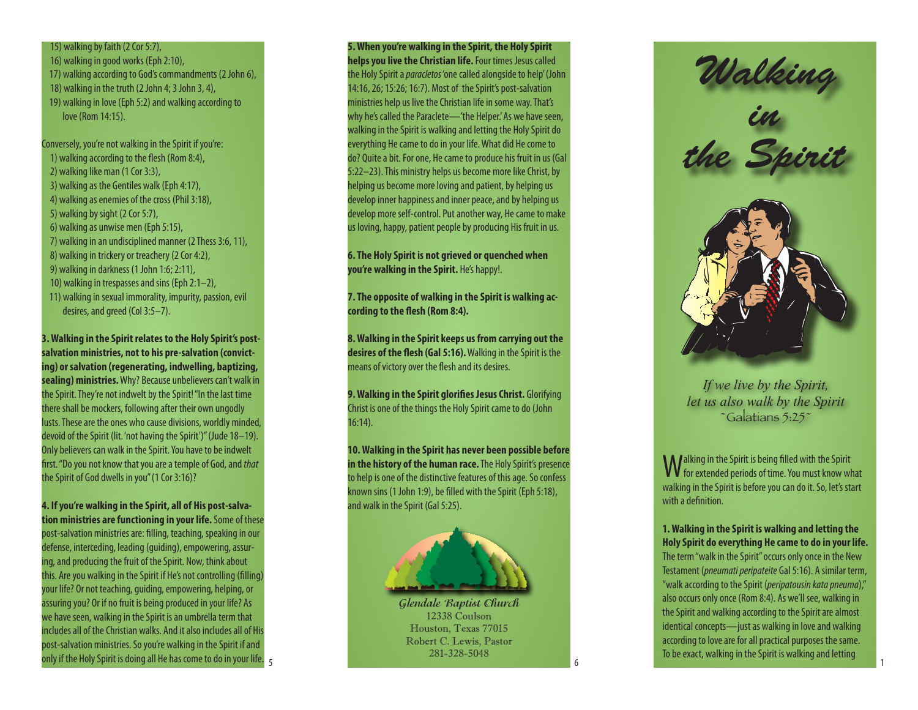15) walking by faith (2 Cor 5:7),
16) walking in good works (Eph 2:10),
17) walking according to God's commandments (2 John 6),
18) walking in the truth (2 John 4; 3 John 3, 4),
19) walking in love (Eph 5:2) and walking according to love (Rom 14:15).

Conversely, you're not walking in the Spirit if you're:

1) walking according to the flesh (Rom 8:4),
2) walking like man (1 Cor 3:3),
3) walking as the Gentiles walk (Eph 4:17),
4) walking as enemies of the cross (Phil 3:18),
5) walking by sight (2 Cor 5:7),
6) walking as unwise men (Eph 5:15),
7) walking in an undisciplined manner (2 Thess 3:6, 11),
8) walking in trickery or treachery (2 Cor 4:2),
9) walking in darkness (1 John 1:6; 2:11),
10) walking in trespasses and sins (Eph 2:1–2),
11) walking in sexual immorality, impurity, passion, evil desires, and greed (Col 3:5–7).

**3. Walking in the Spirit relates to the Holy Spirit's post-salvation ministries, not to his pre-salvation (convicting) or salvation (regenerating, indwelling, baptizing, sealing) ministries.** Why? Because unbelievers can't walk in the Spirit. They're not indwelt by the Spirit! "In the last time there shall be mockers, following after their own ungodly lusts. These are the ones who cause divisions, worldly minded, devoid of the Spirit (lit. 'not having the Spirit')" (Jude 18–19). Only believers can walk in the Spirit. You have to be indwelt first. "Do you not know that you are a temple of God, and *that* the Spirit of God dwells in you" (1 Cor 3:16)?

**4. If you're walking in the Spirit, all of His post-salvation ministries are functioning in your life.** Some of these post-salvation ministries are: filling, teaching, speaking in our defense, interceding, leading (guiding), empowering, assuring, and producing the fruit of the Spirit. Now, think about this. Are you walking in the Spirit if He's not controlling (filling) your life? Or not teaching, guiding, empowering, helping, or assuring you? Or if no fruit is being produced in your life? As we have seen, walking in the Spirit is an umbrella term that includes all of the Christian walks. And it also includes all of His post-salvation ministries. So you're walking in the Spirit if and only if the Holy Spirit is doing all He has come to do in your life.

**5. When you're walking in the Spirit, the Holy Spirit helps you live the Christian life.** Four times Jesus called the Holy Spirit a *paracletos* 'one called alongside to help' (John 14:16, 26; 15:26; 16:7). Most of the Spirit's post-salvation ministries help us live the Christian life in some way. That's why he's called the Paraclete—'the Helper.' As we have seen, walking in the Spirit is walking and letting the Holy Spirit do everything He came to do in your life. What did He come to do? Quite a bit. For one, He came to produce his fruit in us (Gal 5:22–23). This ministry helps us become more like Christ, by helping us become more loving and patient, by helping us develop inner happiness and inner peace, and by helping us develop more self-control. Put another way, He came to make us loving, happy, patient people by producing His fruit in us.

**6. The Holy Spirit is not grieved or quenched when you're walking in the Spirit.** He's happy!.

**7. The opposite of walking in the Spirit is walking according to the flesh (Rom 8:4).**

**8. Walking in the Spirit keeps us from carrying out the desires of the flesh (Gal 5:16).** Walking in the Spirit is the means of victory over the flesh and its desires.

**9. Walking in the Spirit glorifies Jesus Christ.** Glorifying Christ is one of the things the Holy Spirit came to do (John 16:14).

**10. Walking in the Spirit has never been possible before in the history of the human race.** The Holy Spirit's presence to help is one of the distinctive features of this age. So confess known sins (1 John 1:9), be filled with the Spirit (Eph 5:18), and walk in the Spirit (Gal 5:25).

*Glendale Baptist Church*
12338 Coulson
Houston, Texas 77015
Robert C. Lewis, Pastor
281-328-5048

# Walking in the Spirit

*If we live by the Spirit,*
*let us also walk by the Spirit*
~Galatians 5:25~

Walking in the Spirit is being filled with the Spirit for extended periods of time. You must know what walking in the Spirit is before you can do it. So, let's start with a definition.

**1. Walking in the Spirit is walking and letting the Holy Spirit do everything He came to do in your life.** The term "walk in the Spirit" occurs only once in the New Testament (*pneumati peripateite* Gal 5:16). A similar term, "walk according to the Spirit (*peripatousin kata pneuma*)," also occurs only once (Rom 8:4). As we'll see, walking in the Spirit and walking according to the Spirit are almost identical concepts—just as walking in love and walking according to love are for all practical purposes the same. To be exact, walking in the Spirit is walking and letting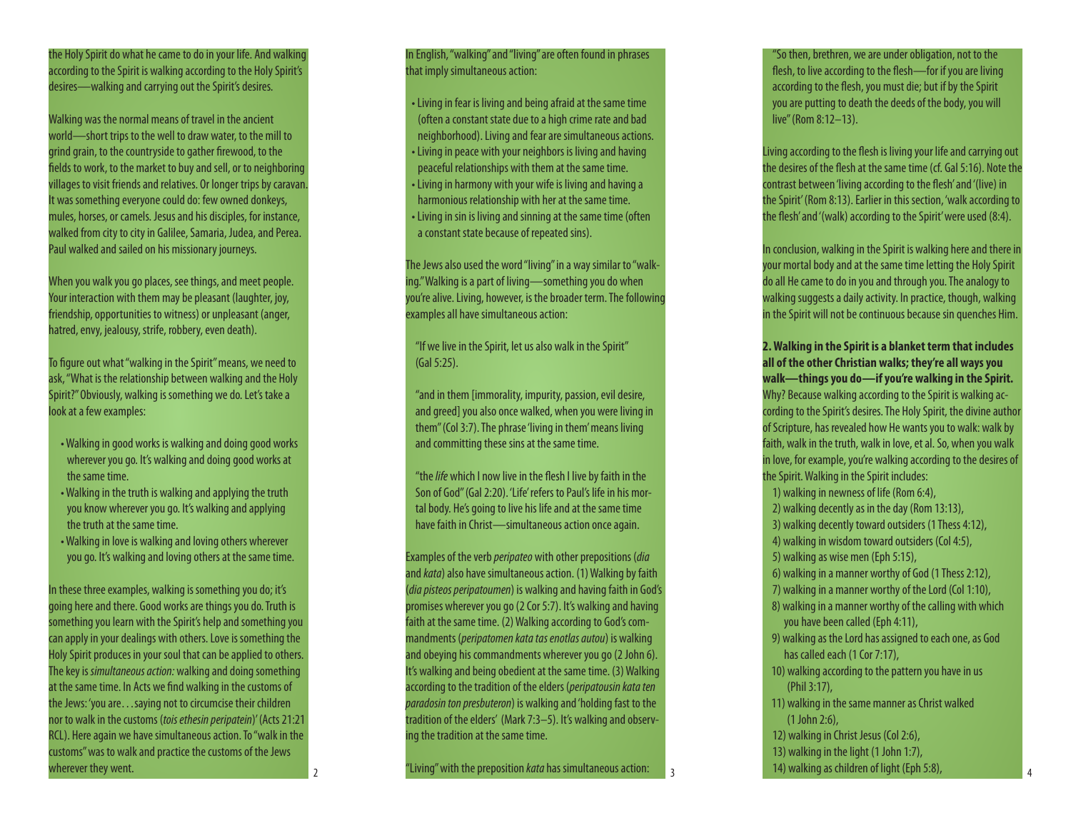the Holy Spirit do what he came to do in your life. And walking according to the Spirit is walking according to the Holy Spirit's desires—walking and carrying out the Spirit's desires.

Walking was the normal means of travel in the ancient world—short trips to the well to draw water, to the mill to grind grain, to the countryside to gather firewood, to the fields to work, to the market to buy and sell, or to neighboring villages to visit friends and relatives. Or longer trips by caravan. It was something everyone could do: few owned donkeys, mules, horses, or camels. Jesus and his disciples, for instance, walked from city to city in Galilee, Samaria, Judea, and Perea. Paul walked and sailed on his missionary journeys.

When you walk you go places, see things, and meet people. Your interaction with them may be pleasant (laughter, joy, friendship, opportunities to witness) or unpleasant (anger, hatred, envy, jealousy, strife, robbery, even death).

To figure out what "walking in the Spirit" means, we need to ask, "What is the relationship between walking and the Holy Spirit?" Obviously, walking is something we do. Let's take a look at a few examples:

- Walking in good works is walking and doing good works wherever you go. It's walking and doing good works at the same time.
- Walking in the truth is walking and applying the truth you know wherever you go. It's walking and applying the truth at the same time.
- Walking in love is walking and loving others wherever you go. It's walking and loving others at the same time.

In these three examples, walking is something you do; it's going here and there. Good works are things you do. Truth is something you learn with the Spirit's help and something you can apply in your dealings with others. Love is something the Holy Spirit produces in your soul that can be applied to others. The key is *simultaneous action:* walking and doing something at the same time. In Acts we find walking in the customs of the Jews: 'you are. . .saying not to circumcise their children nor to walk in the customs (*tois ethesin peripatein*)' (Acts 21:21 RCL). Here again we have simultaneous action. To "walk in the customs" was to walk and practice the customs of the Jews wherever they went.

In English, "walking" and "living" are often found in phrases that imply simultaneous action:

- Living in fear is living and being afraid at the same time (often a constant state due to a high crime rate and bad neighborhood). Living and fear are simultaneous actions.
- Living in peace with your neighbors is living and having peaceful relationships with them at the same time.
- Living in harmony with your wife is living and having a harmonious relationship with her at the same time.
- Living in sin is living and sinning at the same time (often a constant state because of repeated sins).

The Jews also used the word "living" in a way similar to "walking." Walking is a part of living—something you do when you're alive. Living, however, is the broader term. The following examples all have simultaneous action:

"If we live in the Spirit, let us also walk in the Spirit" (Gal 5:25).

"and in them [immorality, impurity, passion, evil desire, and greed] you also once walked, when you were living in them" (Col 3:7). The phrase 'living in them' means living and committing these sins at the same time.

"the *life* which I now live in the flesh I live by faith in the Son of God" (Gal 2:20). 'Life' refers to Paul's life in his mortal body. He's going to live his life and at the same time have faith in Christ—simultaneous action once again.

Examples of the verb *peripateo* with other prepositions (*dia* and *kata*) also have simultaneous action. (1) Walking by faith (*dia pisteos peripatoumen*) is walking and having faith in God's promises wherever you go (2 Cor 5:7). It's walking and having faith at the same time. (2) Walking according to God's commandments (*peripatomen kata tas enotlas autou*) is walking and obeying his commandments wherever you go (2 John 6). It's walking and being obedient at the same time. (3) Walking according to the tradition of the elders (*peripatousin kata ten paradosin ton presbuteron*) is walking and 'holding fast to the tradition of the elders' (Mark 7:3–5). It's walking and observing the tradition at the same time.

"Living" with the preposition *kata* has simultaneous action:

"So then, brethren, we are under obligation, not to the flesh, to live according to the flesh—for if you are living according to the flesh, you must die; but if by the Spirit you are putting to death the deeds of the body, you will live" (Rom 8:12–13).

Living according to the flesh is living your life and carrying out the desires of the flesh at the same time (cf. Gal 5:16). Note the contrast between 'living according to the flesh' and '(live) in the Spirit' (Rom 8:13). Earlier in this section, 'walk according to the flesh' and '(walk) according to the Spirit' were used (8:4).

In conclusion, walking in the Spirit is walking here and there in your mortal body and at the same time letting the Holy Spirit do all He came to do in you and through you. The analogy to walking suggests a daily activity. In practice, though, walking in the Spirit will not be continuous because sin quenches Him.

**2. Walking in the Spirit is a blanket term that includes all of the other Christian walks; they're all ways you walk—things you do—if you're walking in the Spirit.** Why? Because walking according to the Spirit is walking according to the Spirit's desires. The Holy Spirit, the divine author of Scripture, has revealed how He wants you to walk: walk by faith, walk in the truth, walk in love, et al. So, when you walk in love, for example, you're walking according to the desires of the Spirit. Walking in the Spirit includes:

1) walking in newness of life (Rom 6:4),
2) walking decently as in the day (Rom 13:13),
3) walking decently toward outsiders (1 Thess 4:12),
4) walking in wisdom toward outsiders (Col 4:5),
5) walking as wise men (Eph 5:15),
6) walking in a manner worthy of God (1 Thess 2:12),
7) walking in a manner worthy of the Lord (Col 1:10),
8) walking in a manner worthy of the calling with which you have been called (Eph 4:11),
9) walking as the Lord has assigned to each one, as God has called each (1 Cor 7:17),
10) walking according to the pattern you have in us (Phil 3:17),
11) walking in the same manner as Christ walked (1 John 2:6),
12) walking in Christ Jesus (Col 2:6),
13) walking in the light (1 John 1:7),
14) walking as children of light (Eph 5:8),